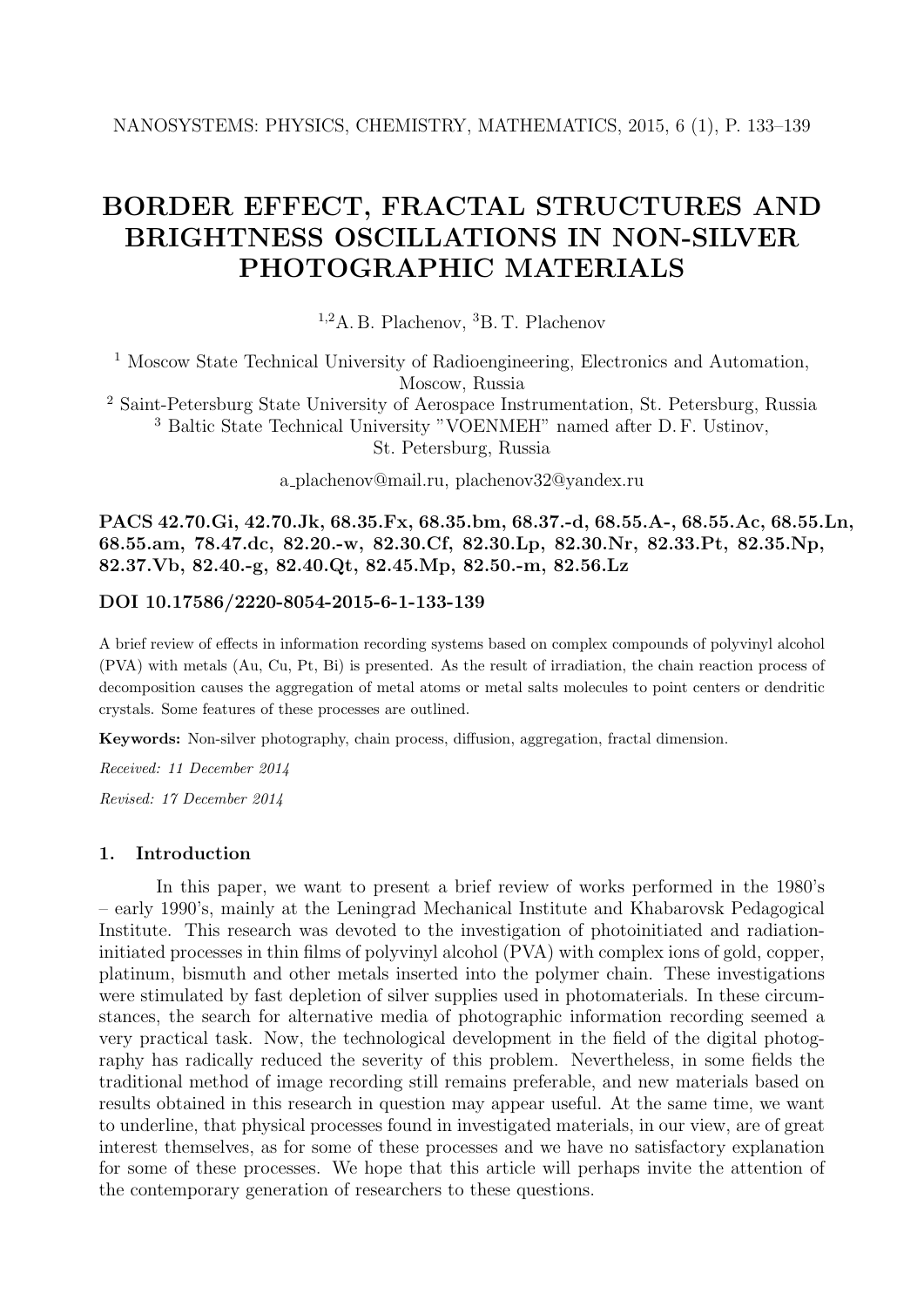# BORDER EFFECT, FRACTAL STRUCTURES AND BRIGHTNESS OSCILLATIONS IN NON-SILVER PHOTOGRAPHIC MATERIALS

[1,2]A. B. Plachenov, [3]B. T. Plachenov

[1] Moscow State Technical University of Radioengineering, Electronics and Automation, Moscow, Russia

[2] Saint-Petersburg State University of Aerospace Instrumentation, St. Petersburg, Russia

[3] Baltic State Technical University "VOENMEH" named after D. F. Ustinov, St. Petersburg, Russia

a_plachenov@mail.ru, plachenov32@yandex.ru

**PACS 42.70.Gi, 42.70.Jk, 68.35.Fx, 68.35.bm, 68.37.-d, 68.55.A-, 68.55.Ac, 68.55.Ln, 68.55.am, 78.47.dc, 82.20.-w, 82.30.Cf, 82.30.Lp, 82.30.Nr, 82.33.Pt, 82.35.Np, 82.37.Vb, 82.40.-g, 82.40.Qt, 82.45.Mp, 82.50.-m, 82.56.Lz**

**DOI 10.17586/2220-8054-2015-6-1-133-139**

A brief review of effects in information recording systems based on complex compounds of polyvinyl alcohol (PVA) with metals (Au, Cu, Pt, Bi) is presented. As the result of irradiation, the chain reaction process of decomposition causes the aggregation of metal atoms or metal salts molecules to point centers or dendritic crystals. Some features of these processes are outlined.

**Keywords:** Non-silver photography, chain process, diffusion, aggregation, fractal dimension.

*Received: 11 December 2014*

*Revised: 17 December 2014*

## 1. Introduction

In this paper, we want to present a brief review of works performed in the 1980's – early 1990's, mainly at the Leningrad Mechanical Institute and Khabarovsk Pedagogical Institute. This research was devoted to the investigation of photoinitiated and radiation-initiated processes in thin films of polyvinyl alcohol (PVA) with complex ions of gold, copper, platinum, bismuth and other metals inserted into the polymer chain. These investigations were stimulated by fast depletion of silver supplies used in photomaterials. In these circumstances, the search for alternative media of photographic information recording seemed a very practical task. Now, the technological development in the field of the digital photography has radically reduced the severity of this problem. Nevertheless, in some fields the traditional method of image recording still remains preferable, and new materials based on results obtained in this research in question may appear useful. At the same time, we want to underline, that physical processes found in investigated materials, in our view, are of great interest themselves, as for some of these processes and we have no satisfactory explanation for some of these processes. We hope that this article will perhaps invite the attention of the contemporary generation of researchers to these questions.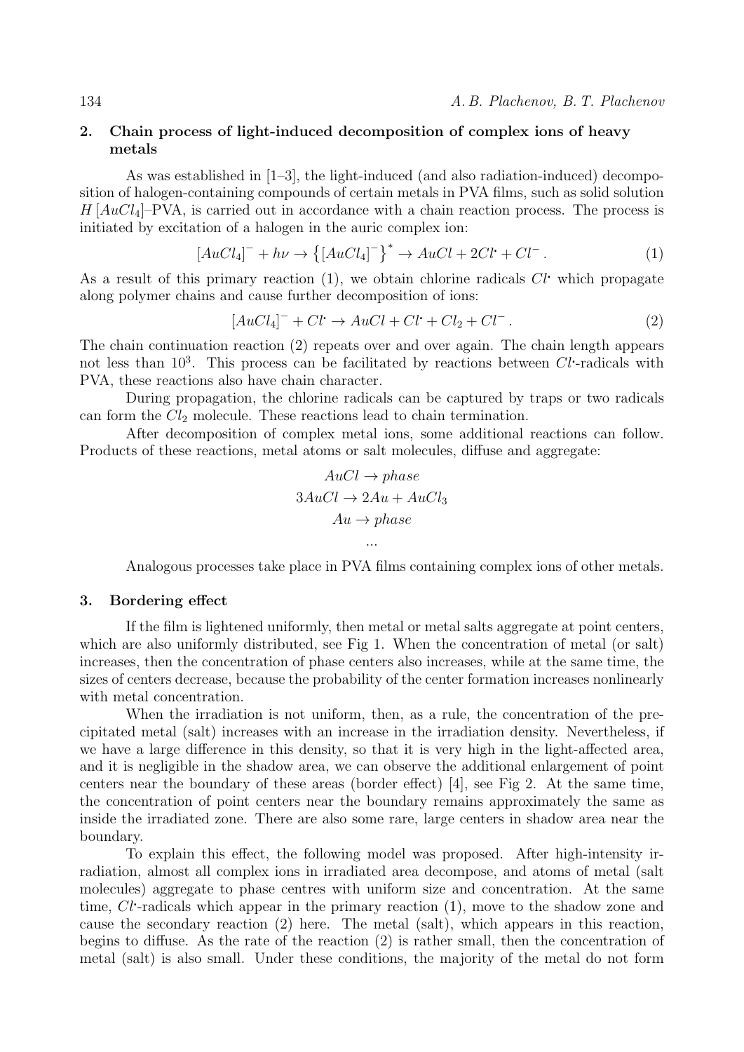## 2. Chain process of light-induced decomposition of complex ions of heavy metals

As was established in [1–3], the light-induced (and also radiation-induced) decomposition of halogen-containing compounds of certain metals in PVA films, such as solid solution $H[AuCl_4]$–PVA, is carried out in accordance with a chain reaction process. The process is initiated by excitation of a halogen in the auric complex ion:

$$[AuCl_4]^- + h\nu \to \left\{[AuCl_4]^-\right\}^* \to AuCl + 2Cl^{\boldsymbol{\cdot}} + Cl^- \,. \tag{1}$$

As a result of this primary reaction (1), we obtain chlorine radicals $Cl^{\boldsymbol{\cdot}}$ which propagate along polymer chains and cause further decomposition of ions:

$$[AuCl_4]^- + Cl^{\boldsymbol{\cdot}} \to AuCl + Cl^{\boldsymbol{\cdot}} + Cl_2 + Cl^- \,. \tag{2}$$

The chain continuation reaction (2) repeats over and over again. The chain length appears not less than $10^3$. This process can be facilitated by reactions between $Cl^{\boldsymbol{\cdot}}$-radicals with PVA, these reactions also have chain character.

During propagation, the chlorine radicals can be captured by traps or two radicals can form the $Cl_2$ molecule. These reactions lead to chain termination.

After decomposition of complex metal ions, some additional reactions can follow. Products of these reactions, metal atoms or salt molecules, diffuse and aggregate:

$$AuCl \to phase$$
$$3AuCl \to 2Au + AuCl_3$$
$$Au \to phase$$
$$\ldots$$

Analogous processes take place in PVA films containing complex ions of other metals.

## 3. Bordering effect

If the film is lightened uniformly, then metal or metal salts aggregate at point centers, which are also uniformly distributed, see Fig 1. When the concentration of metal (or salt) increases, then the concentration of phase centers also increases, while at the same time, the sizes of centers decrease, because the probability of the center formation increases nonlinearly with metal concentration.

When the irradiation is not uniform, then, as a rule, the concentration of the precipitated metal (salt) increases with an increase in the irradiation density. Nevertheless, if we have a large difference in this density, so that it is very high in the light-affected area, and it is negligible in the shadow area, we can observe the additional enlargement of point centers near the boundary of these areas (border effect) [4], see Fig 2. At the same time, the concentration of point centers near the boundary remains approximately the same as inside the irradiated zone. There are also some rare, large centers in shadow area near the boundary.

To explain this effect, the following model was proposed. After high-intensity irradiation, almost all complex ions in irradiated area decompose, and atoms of metal (salt molecules) aggregate to phase centres with uniform size and concentration. At the same time, $Cl^{\boldsymbol{\cdot}}$-radicals which appear in the primary reaction (1), move to the shadow zone and cause the secondary reaction (2) here. The metal (salt), which appears in this reaction, begins to diffuse. As the rate of the reaction (2) is rather small, then the concentration of metal (salt) is also small. Under these conditions, the majority of the metal do not form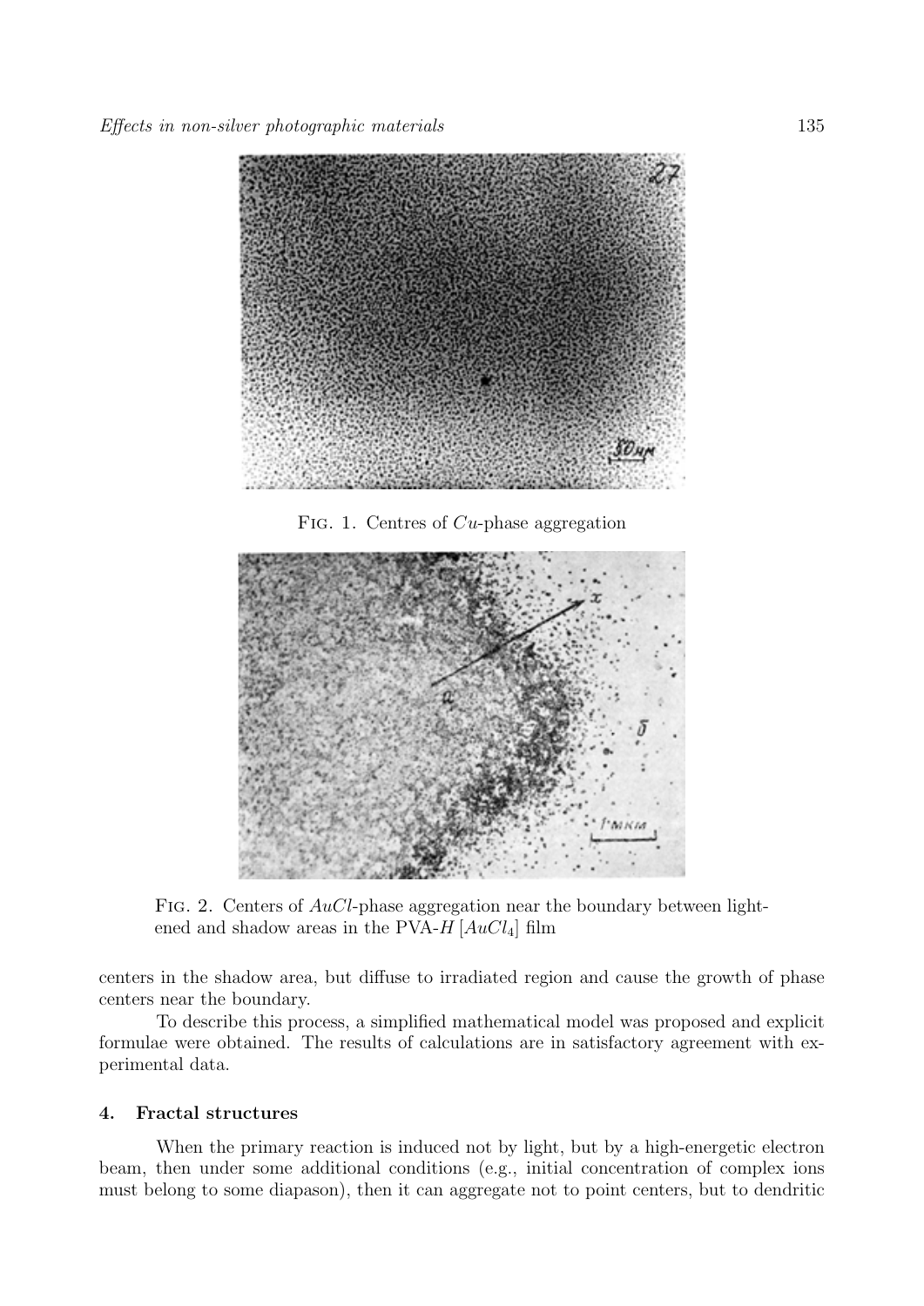FIG. 1. Centres of $Cu$-phase aggregation

FIG. 2. Centers of $AuCl$-phase aggregation near the boundary between lightened and shadow areas in the PVA-$H\,[AuCl_4]$ film

centers in the shadow area, but diffuse to irradiated region and cause the growth of phase centers near the boundary.

To describe this process, a simplified mathematical model was proposed and explicit formulae were obtained. The results of calculations are in satisfactory agreement with experimental data.

## 4. Fractal structures

When the primary reaction is induced not by light, but by a high-energetic electron beam, then under some additional conditions (e.g., initial concentration of complex ions must belong to some diapason), then it can aggregate not to point centers, but to dendritic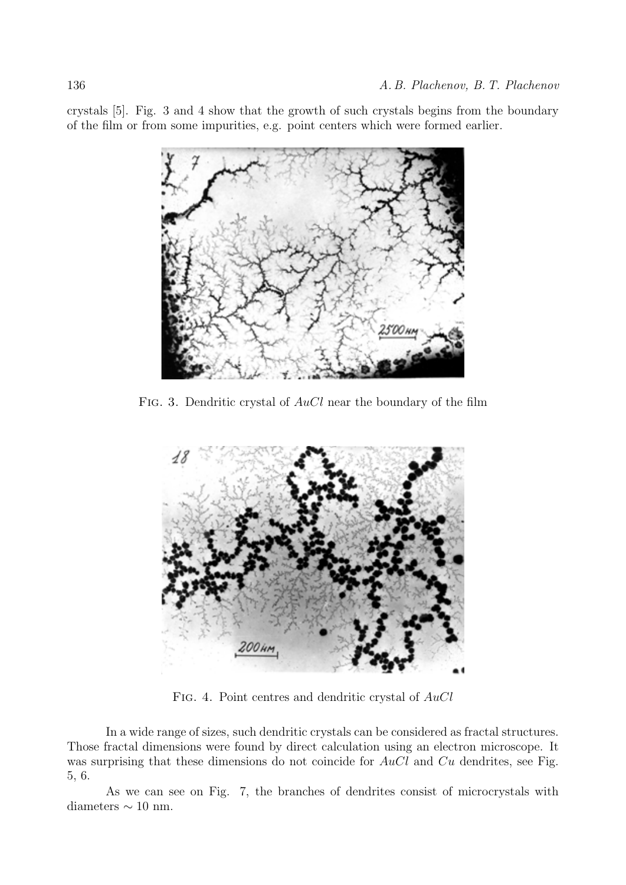crystals [5]. Fig. 3 and 4 show that the growth of such crystals begins from the boundary of the film or from some impurities, e.g. point centers which were formed earlier.

FIG. 3. Dendritic crystal of $AuCl$ near the boundary of the film

FIG. 4. Point centres and dendritic crystal of $AuCl$

In a wide range of sizes, such dendritic crystals can be considered as fractal structures. Those fractal dimensions were found by direct calculation using an electron microscope. It was surprising that these dimensions do not coincide for $AuCl$ and $Cu$ dendrites, see Fig. 5, 6.

As we can see on Fig. 7, the branches of dendrites consist of microcrystals with diameters $\sim 10$ nm.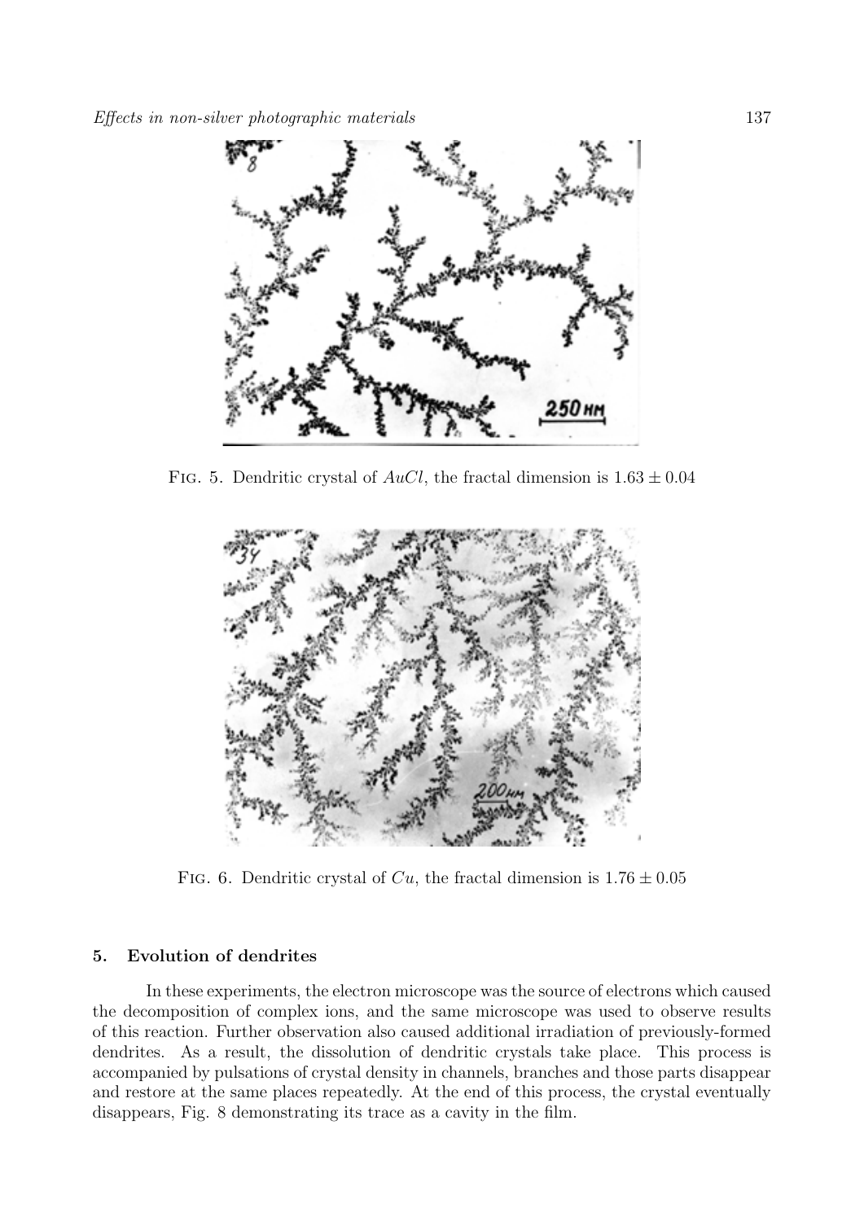Fig. 5. Dendritic crystal of $AuCl$, the fractal dimension is $1.63 \pm 0.04$

Fig. 6. Dendritic crystal of $Cu$, the fractal dimension is $1.76 \pm 0.05$

## 5. Evolution of dendrites

In these experiments, the electron microscope was the source of electrons which caused the decomposition of complex ions, and the same microscope was used to observe results of this reaction. Further observation also caused additional irradiation of previously-formed dendrites. As a result, the dissolution of dendritic crystals take place. This process is accompanied by pulsations of crystal density in channels, branches and those parts disappear and restore at the same places repeatedly. At the end of this process, the crystal eventually disappears, Fig. 8 demonstrating its trace as a cavity in the film.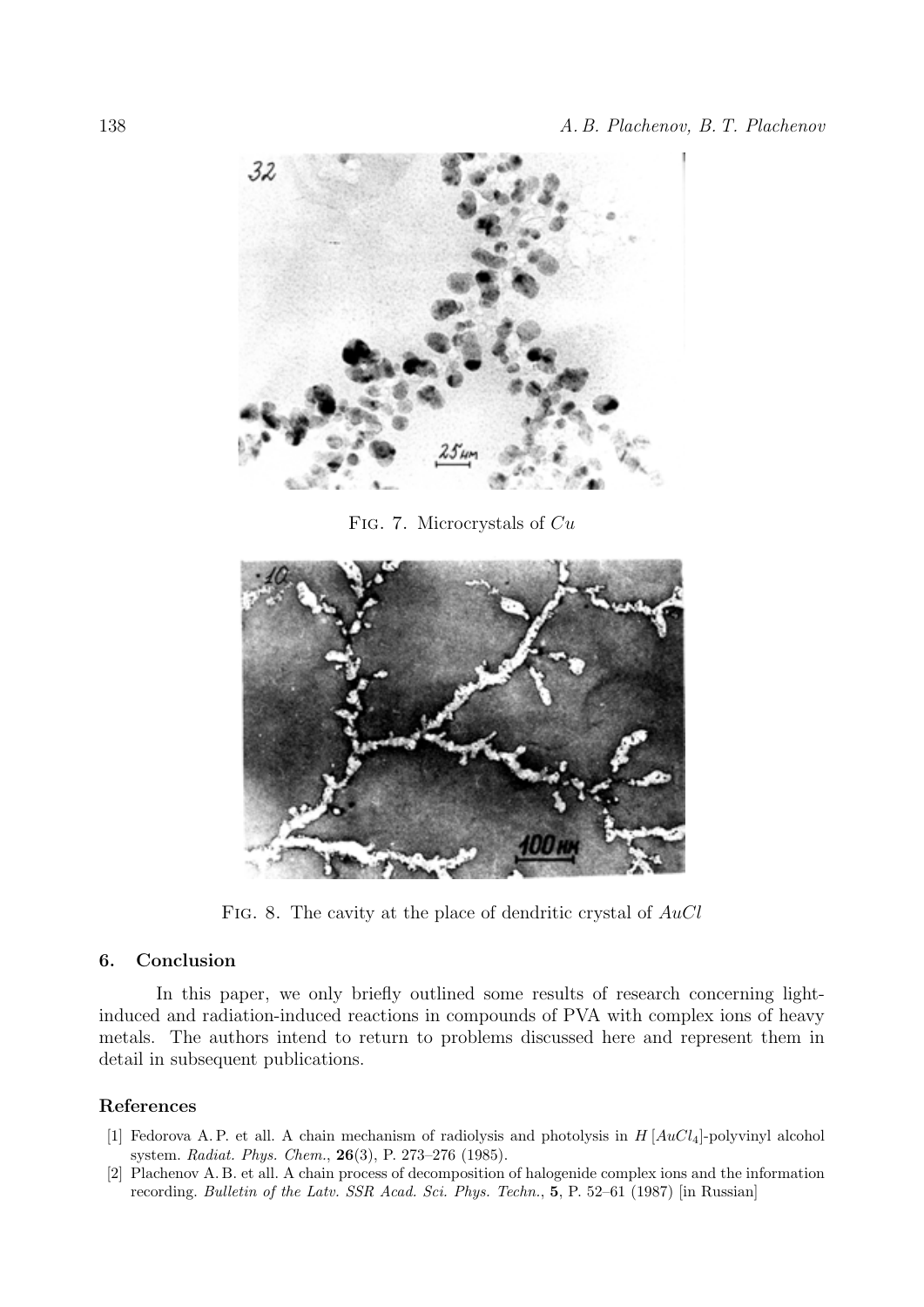Fig. 7. Microcrystals of $Cu$

Fig. 8. The cavity at the place of dendritic crystal of $AuCl$

## 6. Conclusion

In this paper, we only briefly outlined some results of research concerning light-induced and radiation-induced reactions in compounds of PVA with complex ions of heavy metals. The authors intend to return to problems discussed here and represent them in detail in subsequent publications.

## References

[1] Fedorova A. P. et all. A chain mechanism of radiolysis and photolysis in $H[AuCl_4]$-polyvinyl alcohol system. *Radiat. Phys. Chem.*, **26**(3), P. 273–276 (1985).

[2] Plachenov A. B. et all. A chain process of decomposition of halogenide complex ions and the information recording. *Bulletin of the Latv. SSR Acad. Sci. Phys. Techn.*, **5**, P. 52–61 (1987) [in Russian]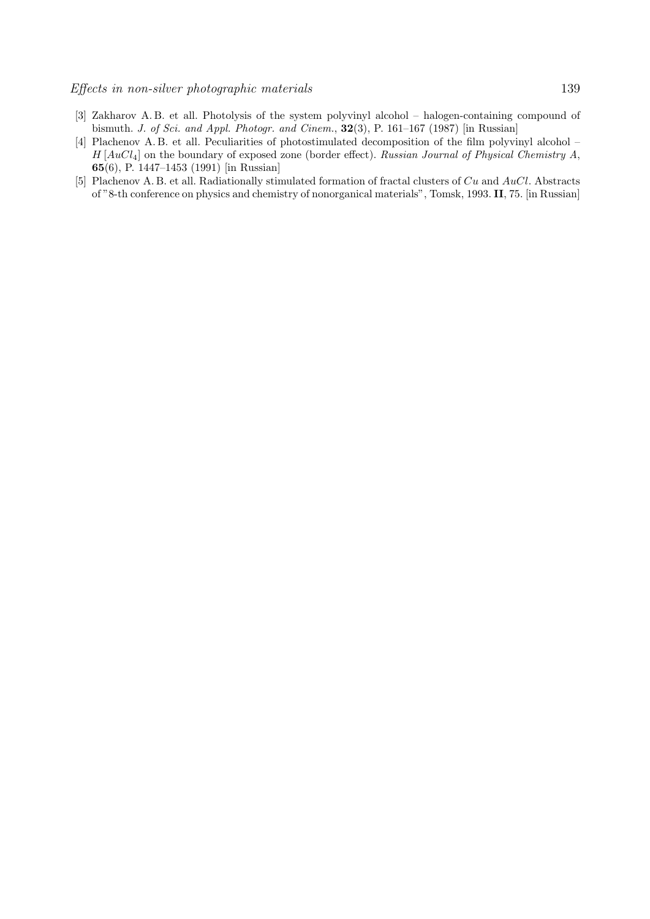[3] Zakharov A. B. et all. Photolysis of the system polyvinyl alcohol – halogen-containing compound of bismuth. *J. of Sci. and Appl. Photogr. and Cinem.*, **32**(3), P. 161–167 (1987) [in Russian]

[4] Plachenov A. B. et all. Peculiarities of photostimulated decomposition of the film polyvinyl alcohol – $H\,[AuCl_4]$ on the boundary of exposed zone (border effect). *Russian Journal of Physical Chemistry A*, **65**(6), P. 1447–1453 (1991) [in Russian]

[5] Plachenov A. B. et all. Radiationally stimulated formation of fractal clusters of $Cu$ and $AuCl$. Abstracts of "8-th conference on physics and chemistry of nonorganical materials", Tomsk, 1993. **II**, 75. [in Russian]